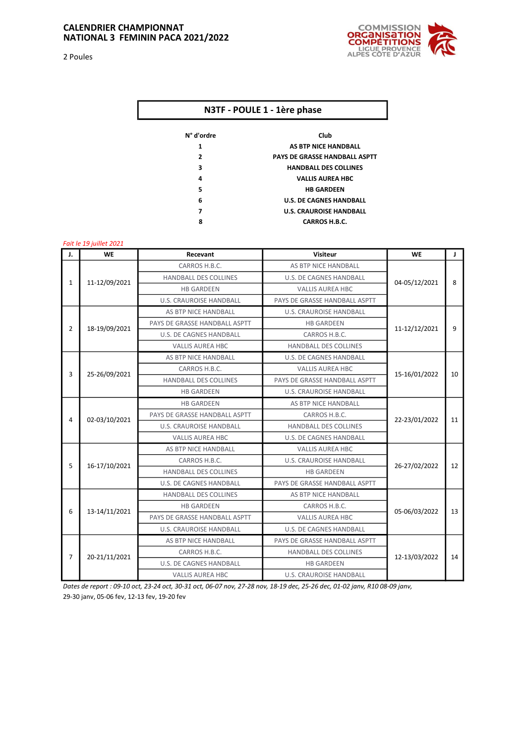# CALENDRIER CHAMPIONNAT NATIONAL 3 FEMININ PACA 2021/2022

2 Poules

COMMISSION ORGANISATION COMPÉTITIONS LIGUE PROVENCE ALPES CÔTE D'AZUR

## N3TF - POULE 1 - 1ère phase

| N° d'ordre | Club |
|---|---|
| 1 | AS BTP NICE HANDBALL |
| 2 | PAYS DE GRASSE HANDBALL ASPTT |
| 3 | HANDBALL DES COLLINES |
| 4 | VALLIS AUREA HBC |
| 5 | HB GARDEEN |
| 6 | U.S. DE CAGNES HANDBALL |
| 7 | U.S. CRAUROISE HANDBALL |
| 8 | CARROS H.B.C. |

*Fait le 19 juillet 2021*

| J. | WE | Recevant | Visiteur | WE | J |
|---|---|---|---|---|---|
| 1 | 11-12/09/2021 | CARROS H.B.C. | AS BTP NICE HANDBALL | 04-05/12/2021 | 8 |
| | | HANDBALL DES COLLINES | U.S. DE CAGNES HANDBALL | | |
| | | HB GARDEEN | VALLIS AUREA HBC | | |
| | | U.S. CRAUROISE HANDBALL | PAYS DE GRASSE HANDBALL ASPTT | | |
| 2 | 18-19/09/2021 | AS BTP NICE HANDBALL | U.S. CRAUROISE HANDBALL | 11-12/12/2021 | 9 |
| | | PAYS DE GRASSE HANDBALL ASPTT | HB GARDEEN | | |
| | | U.S. DE CAGNES HANDBALL | CARROS H.B.C. | | |
| | | VALLIS AUREA HBC | HANDBALL DES COLLINES | | |
| 3 | 25-26/09/2021 | AS BTP NICE HANDBALL | U.S. DE CAGNES HANDBALL | 15-16/01/2022 | 10 |
| | | CARROS H.B.C. | VALLIS AUREA HBC | | |
| | | HANDBALL DES COLLINES | PAYS DE GRASSE HANDBALL ASPTT | | |
| | | HB GARDEEN | U.S. CRAUROISE HANDBALL | | |
| 4 | 02-03/10/2021 | HB GARDEEN | AS BTP NICE HANDBALL | 22-23/01/2022 | 11 |
| | | PAYS DE GRASSE HANDBALL ASPTT | CARROS H.B.C. | | |
| | | U.S. CRAUROISE HANDBALL | HANDBALL DES COLLINES | | |
| | | VALLIS AUREA HBC | U.S. DE CAGNES HANDBALL | | |
| 5 | 16-17/10/2021 | AS BTP NICE HANDBALL | VALLIS AUREA HBC | 26-27/02/2022 | 12 |
| | | CARROS H.B.C. | U.S. CRAUROISE HANDBALL | | |
| | | HANDBALL DES COLLINES | HB GARDEEN | | |
| | | U.S. DE CAGNES HANDBALL | PAYS DE GRASSE HANDBALL ASPTT | | |
| 6 | 13-14/11/2021 | HANDBALL DES COLLINES | AS BTP NICE HANDBALL | 05-06/03/2022 | 13 |
| | | HB GARDEEN | CARROS H.B.C. | | |
| | | PAYS DE GRASSE HANDBALL ASPTT | VALLIS AUREA HBC | | |
| | | U.S. CRAUROISE HANDBALL | U.S. DE CAGNES HANDBALL | | |
| 7 | 20-21/11/2021 | AS BTP NICE HANDBALL | PAYS DE GRASSE HANDBALL ASPTT | 12-13/03/2022 | 14 |
| | | CARROS H.B.C. | HANDBALL DES COLLINES | | |
| | | U.S. DE CAGNES HANDBALL | HB GARDEEN | | |
| | | VALLIS AUREA HBC | U.S. CRAUROISE HANDBALL | | |

*Dates de report : 09-10 oct, 23-24 oct, 30-31 oct, 06-07 nov, 27-28 nov, 18-19 dec, 25-26 dec, 01-02 janv, R10 08-09 janv,*
29-30 janv, 05-06 fev, 12-13 fev, 19-20 fev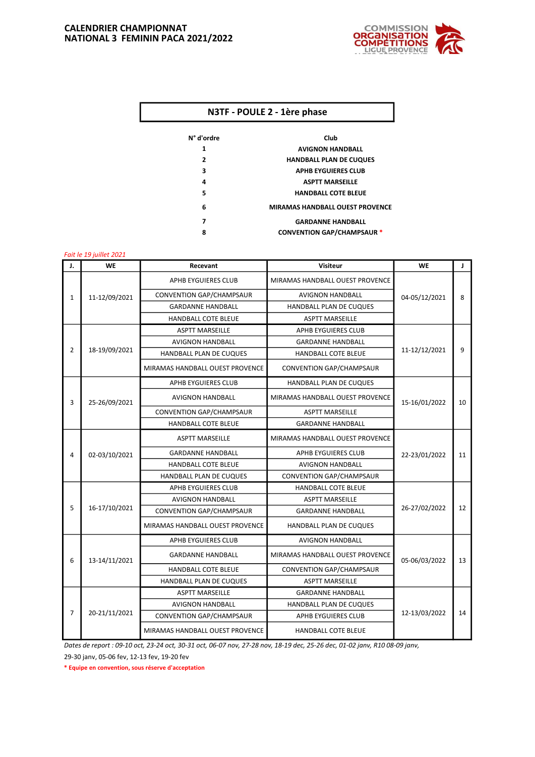# CALENDRIER CHAMPIONNAT NATIONAL 3 FEMININ PACA 2021/2022

COMMISSION ORGANISATION COMPETITIONS LIGUE PROVENCE

## N3TF - POULE 2 - 1ère phase

| N° d'ordre | Club |
|---|---|
| 1 | AVIGNON HANDBALL |
| 2 | HANDBALL PLAN DE CUQUES |
| 3 | APHB EYGUIERES CLUB |
| 4 | ASPTT MARSEILLE |
| 5 | HANDBALL COTE BLEUE |
| 6 | MIRAMAS HANDBALL OUEST PROVENCE |
| 7 | GARDANNE HANDBALL |
| 8 | CONVENTION GAP/CHAMPSAUR * |

*Fait le 19 juillet 2021*

| J. | WE | Recevant | Visiteur | WE | J |
|---|---|---|---|---|---|
| 1 | 11-12/09/2021 | APHB EYGUIERES CLUB | MIRAMAS HANDBALL OUEST PROVENCE | 04-05/12/2021 | 8 |
| | | CONVENTION GAP/CHAMPSAUR | AVIGNON HANDBALL | | |
| | | GARDANNE HANDBALL | HANDBALL PLAN DE CUQUES | | |
| | | HANDBALL COTE BLEUE | ASPTT MARSEILLE | | |
| 2 | 18-19/09/2021 | ASPTT MARSEILLE | APHB EYGUIERES CLUB | 11-12/12/2021 | 9 |
| | | AVIGNON HANDBALL | GARDANNE HANDBALL | | |
| | | HANDBALL PLAN DE CUQUES | HANDBALL COTE BLEUE | | |
| | | MIRAMAS HANDBALL OUEST PROVENCE | CONVENTION GAP/CHAMPSAUR | | |
| 3 | 25-26/09/2021 | APHB EYGUIERES CLUB | HANDBALL PLAN DE CUQUES | 15-16/01/2022 | 10 |
| | | AVIGNON HANDBALL | MIRAMAS HANDBALL OUEST PROVENCE | | |
| | | CONVENTION GAP/CHAMPSAUR | ASPTT MARSEILLE | | |
| | | HANDBALL COTE BLEUE | GARDANNE HANDBALL | | |
| 4 | 02-03/10/2021 | ASPTT MARSEILLE | MIRAMAS HANDBALL OUEST PROVENCE | 22-23/01/2022 | 11 |
| | | GARDANNE HANDBALL | APHB EYGUIERES CLUB | | |
| | | HANDBALL COTE BLEUE | AVIGNON HANDBALL | | |
| | | HANDBALL PLAN DE CUQUES | CONVENTION GAP/CHAMPSAUR | | |
| 5 | 16-17/10/2021 | APHB EYGUIERES CLUB | HANDBALL COTE BLEUE | 26-27/02/2022 | 12 |
| | | AVIGNON HANDBALL | ASPTT MARSEILLE | | |
| | | CONVENTION GAP/CHAMPSAUR | GARDANNE HANDBALL | | |
| | | MIRAMAS HANDBALL OUEST PROVENCE | HANDBALL PLAN DE CUQUES | | |
| 6 | 13-14/11/2021 | APHB EYGUIERES CLUB | AVIGNON HANDBALL | 05-06/03/2022 | 13 |
| | | GARDANNE HANDBALL | MIRAMAS HANDBALL OUEST PROVENCE | | |
| | | HANDBALL COTE BLEUE | CONVENTION GAP/CHAMPSAUR | | |
| | | HANDBALL PLAN DE CUQUES | ASPTT MARSEILLE | | |
| 7 | 20-21/11/2021 | ASPTT MARSEILLE | GARDANNE HANDBALL | 12-13/03/2022 | 14 |
| | | AVIGNON HANDBALL | HANDBALL PLAN DE CUQUES | | |
| | | CONVENTION GAP/CHAMPSAUR | APHB EYGUIERES CLUB | | |
| | | MIRAMAS HANDBALL OUEST PROVENCE | HANDBALL COTE BLEUE | | |

*Dates de report : 09-10 oct, 23-24 oct, 30-31 oct, 06-07 nov, 27-28 nov, 18-19 dec, 25-26 dec, 01-02 janv, R10 08-09 janv,*

29-30 janv, 05-06 fev, 12-13 fev, 19-20 fev

**\* Equipe en convention, sous réserve d'acceptation**